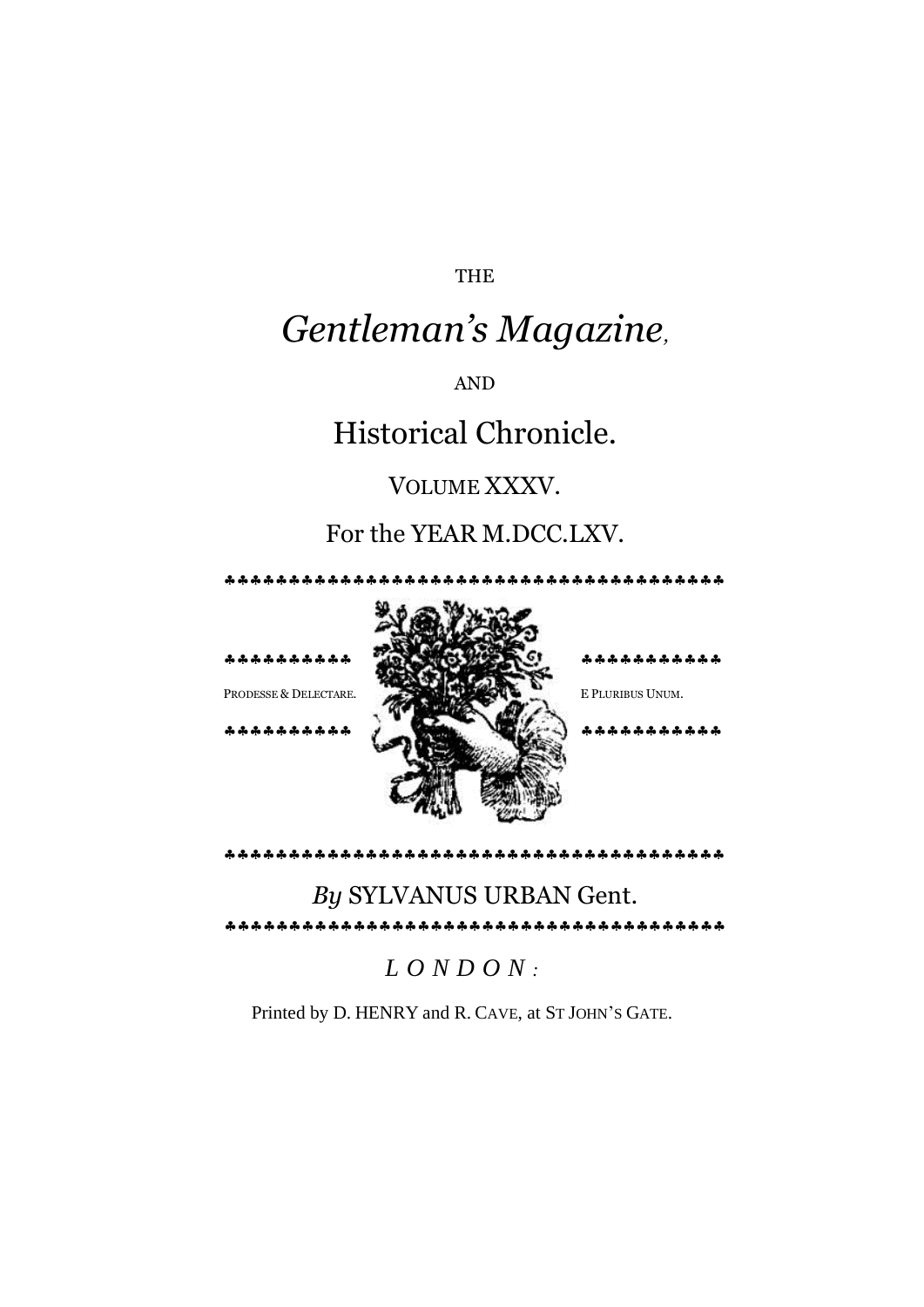THE

# *Gentleman's Magazine*,

AND

# Historical Chronicle.

VOLUME XXXV.

For the YEAR M.DCC.LXV.

PRODESSE & DELECTARE.

E PLURIBUS UNUM.

*By* SYLVANUS URBAN Gent.

*LONDON:*

Printed by D. HENRY and R. CAVE, at ST JOHN'S GATE.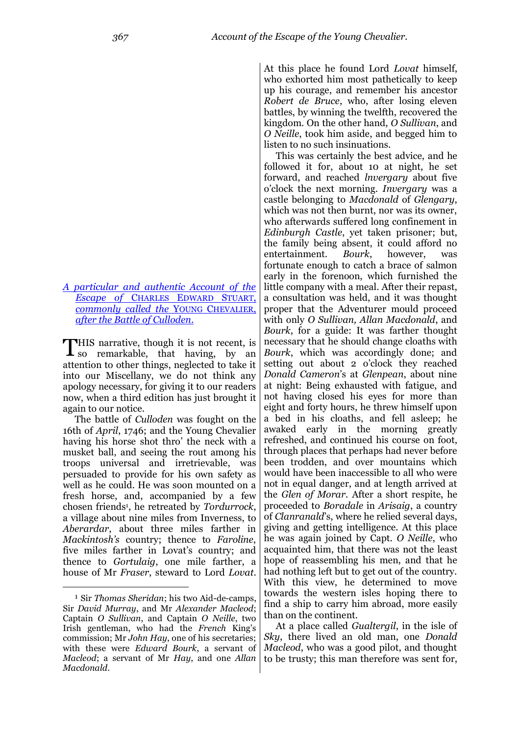## *A particular and authentic Account of the Escape of* CHARLES EDWARD STUART, *commonly called the* YOUNG CHEVALIER, *after the Battle of Culloden.*

THIS narrative, though it is not recent, is so remarkable, that having, by an attention to other things, neglected to take it into our Miscellany, we do not think any apology necessary, for giving it to our readers now, when a third edition has just brought it again to our notice.

The battle of *Culloden* was fought on the 16th of *April*, 1746; and the Young Chevalier having his horse shot thro' the neck with a musket ball, and seeing the rout among his troops universal and irretrievable, was persuaded to provide for his own safety as well as he could. He was soon mounted on a fresh horse, and, accompanied by a few chosen friends[1], he retreated by *Tordurrock*, a village about nine miles from Inverness, to *Aberardar*, about three miles farther in *Mackintosh's* country; thence to *Faroline*, five miles farther in Lovat's country; and thence to *Gortulaig*, one mile farther, a house of Mr *Fraser*, steward to Lord *Lovat*. At this place he found Lord *Lovat* himself, who exhorted him most pathetically to keep up his courage, and remember his ancestor *Robert de Bruce*, who, after losing eleven battles, by winning the twelfth, recovered the kingdom. On the other hand, *O Sullivan*, and *O Neille*, took him aside, and begged him to listen to no such insinuations.

This was certainly the best advice, and he followed it for, about 10 at night, he set forward, and reached *lnvergary* about five o'clock the next morning. *Invergary* was a castle belonging to *Macdonald* of *Glengary*, which was not then burnt, nor was its owner, who afterwards suffered long confinement in *Edinburgh Castle*, yet taken prisoner; but, the family being absent, it could afford no entertainment. *Bourk*, however, was fortunate enough to catch a brace of salmon early in the forenoon, which furnished the little company with a meal. After their repast, a consultation was held, and it was thought proper that the Adventurer mould proceed with only *O Sullivan, Allan Macdonald*, and *Bourk*, for a guide: It was farther thought necessary that he should change cloaths with *Bourk*, which was accordingly done; and setting out about 2 o'clock they reached *Donald Cameron*'s at *Glenpean*, about nine at night: Being exhausted with fatigue, and not having closed his eyes for more than eight and forty hours, he threw himself upon a bed in his cloaths, and fell asleep; he awaked early in the morning greatly refreshed, and continued his course on foot, through places that perhaps had never before been trodden, and over mountains which would have been inaccessible to all who were not in equal danger, and at length arrived at the *Glen of Morar*. After a short respite, he proceeded to *Boradale* in *Arisaig*, a country of *Clanranald*'s, where he relied several days, giving and getting intelligence. At this place he was again joined by Capt. *O Neille*, who acquainted him, that there was not the least hope of reassembling his men, and that he had nothing left but to get out of the country. With this view, he determined to move towards the western isles hoping there to find a ship to carry him abroad, more easily than on the continent.

At a place called *Gualtergil*, in the isle of *Sky*, there lived an old man, one *Donald Macleod*, who was a good pilot, and thought to be trusty; this man therefore was sent for,

---

[1] Sir *Thomas Sheridan*; his two Aid-de-camps, Sir *David Murray*, and Mr *Alexander Macleod*; Captain *O Sullivan*, and Captain *O Neille*, two Irish gentleman, who had the *French* King's commission; Mr *John Hay*, one of his secretaries; with these were *Edward Bourk*, a servant of *Macleod*; a servant of Mr *Hay*, and one *Allan Macdonald*.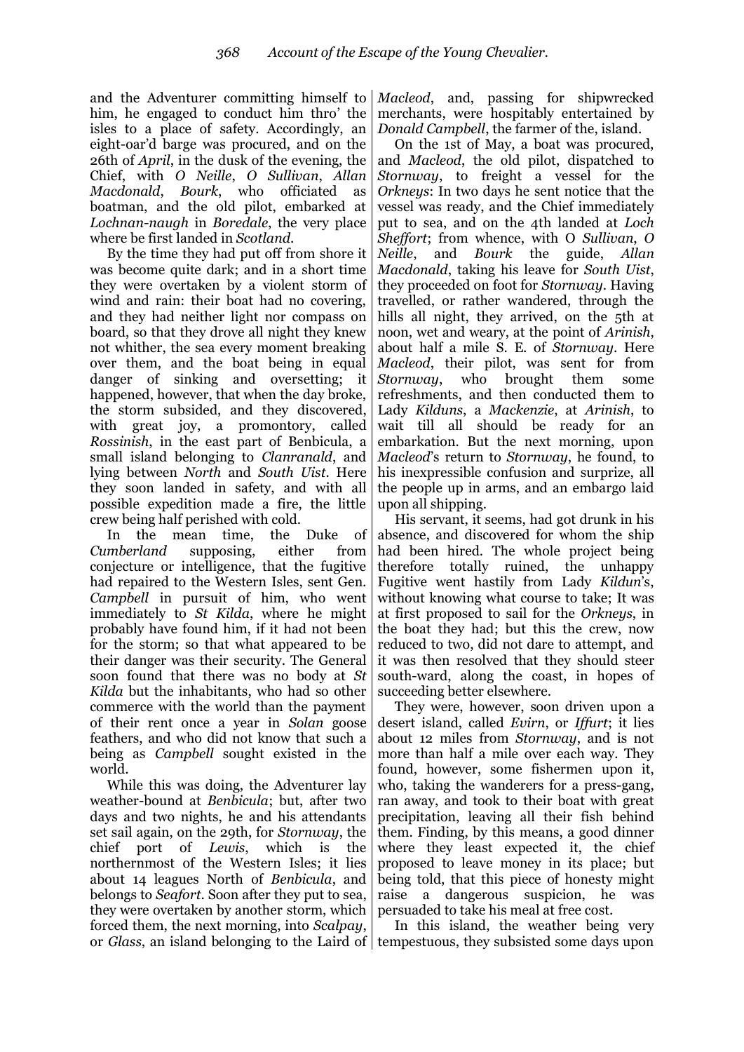and the Adventurer committing himself to him, he engaged to conduct him thro' the isles to a place of safety. Accordingly, an eight-oar'd barge was procured, and on the 26th of *April*, in the dusk of the evening, the Chief, with *O Neille*, *O Sullivan*, *Allan Macdonald*, *Bourk*, who officiated as boatman, and the old pilot, embarked at *Lochnan-naugh* in *Boredale*, the very place where be first landed in *Scotland*.

By the time they had put off from shore it was become quite dark; and in a short time they were overtaken by a violent storm of wind and rain: their boat had no covering, and they had neither light nor compass on board, so that they drove all night they knew not whither, the sea every moment breaking over them, and the boat being in equal danger of sinking and oversetting; it happened, however, that when the day broke, the storm subsided, and they discovered, with great joy, a promontory, called *Rossinish*, in the east part of Benbicula, a small island belonging to *Clanranald*, and lying between *North* and *South Uist*. Here they soon landed in safety, and with all possible expedition made a fire, the little crew being half perished with cold.

In the mean time, the Duke of *Cumberland* supposing, either from conjecture or intelligence, that the fugitive had repaired to the Western Isles, sent Gen. *Campbell* in pursuit of him, who went immediately to *St Kilda*, where he might probably have found him, if it had not been for the storm; so that what appeared to be their danger was their security. The General soon found that there was no body at *St Kilda* but the inhabitants, who had so other commerce with the world than the payment of their rent once a year in *Solan* goose feathers, and who did not know that such a being as *Campbell* sought existed in the world.

While this was doing, the Adventurer lay weather-bound at *Benbicula*; but, after two days and two nights, he and his attendants set sail again, on the 29th, for *Stornway*, the chief port of *Lewis*, which is the northernmost of the Western Isles; it lies about 14 leagues North of *Benbicula*, and belongs to *Seafort*. Soon after they put to sea, they were overtaken by another storm, which forced them, the next morning, into *Scalpay*, or *Glass*, an island belonging to the Laird of *Macleod*, and, passing for shipwrecked merchants, were hospitably entertained by *Donald Campbell*, the farmer of the, island.

On the 1st of May, a boat was procured, and *Macleod*, the old pilot, dispatched to *Stornway*, to freight a vessel for the *Orkneys*: In two days he sent notice that the vessel was ready, and the Chief immediately put to sea, and on the 4th landed at *Loch Sheffort*; from whence, with O *Sullivan*, *O Neille*, and *Bourk* the guide, *Allan Macdonald*, taking his leave for *South Uist*, they proceeded on foot for *Stornway*. Having travelled, or rather wandered, through the hills all night, they arrived, on the 5th at noon, wet and weary, at the point of *Arinish*, about half a mile S. E. of *Stornway*. Here *Macleod*, their pilot, was sent for from *Stornway*, who brought them some refreshments, and then conducted them to Lady *Kilduns*, a *Mackenzie*, at *Arinish*, to wait till all should be ready for an embarkation. But the next morning, upon *Macleod*'s return to *Stornway*, he found, to his inexpressible confusion and surprize, all the people up in arms, and an embargo laid upon all shipping.

His servant, it seems, had got drunk in his absence, and discovered for whom the ship had been hired. The whole project being therefore totally ruined, the unhappy Fugitive went hastily from Lady *Kildun*'s, without knowing what course to take; It was at first proposed to sail for the *Orkneys*, in the boat they had; but this the crew, now reduced to two, did not dare to attempt, and it was then resolved that they should steer south-ward, along the coast, in hopes of succeeding better elsewhere.

They were, however, soon driven upon a desert island, called *Evirn*, or *Iffurt*; it lies about 12 miles from *Stornway*, and is not more than half a mile over each way. They found, however, some fishermen upon it, who, taking the wanderers for a press-gang, ran away, and took to their boat with great precipitation, leaving all their fish behind them. Finding, by this means, a good dinner where they least expected it, the chief proposed to leave money in its place; but being told, that this piece of honesty might raise a dangerous suspicion, he was persuaded to take his meal at free cost.

In this island, the weather being very tempestuous, they subsisted some days upon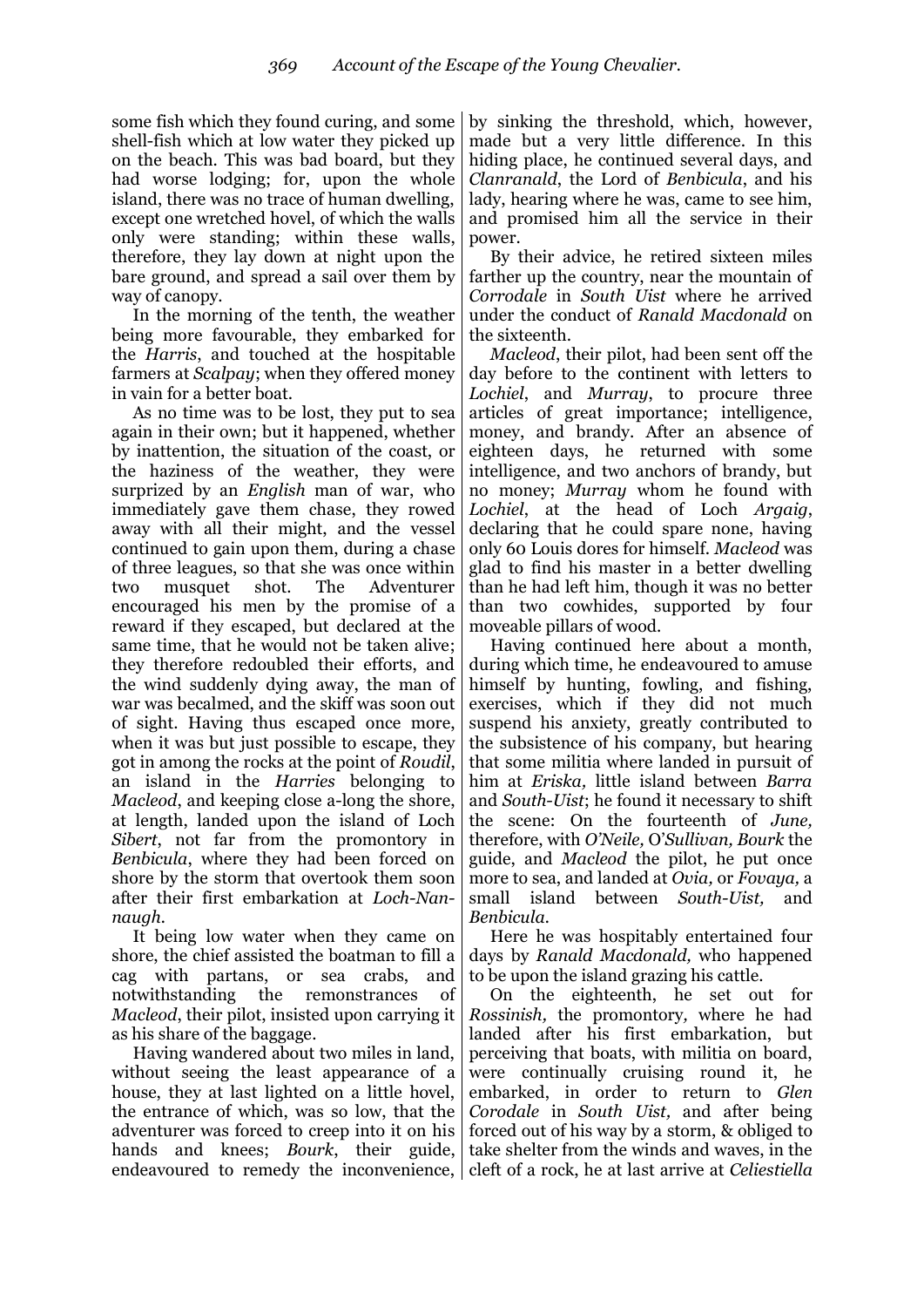some fish which they found curing, and some shell-fish which at low water they picked up on the beach. This was bad board, but they had worse lodging; for, upon the whole island, there was no trace of human dwelling, except one wretched hovel, of which the walls only were standing; within these walls, therefore, they lay down at night upon the bare ground, and spread a sail over them by way of canopy.

In the morning of the tenth, the weather being more favourable, they embarked for the *Harris*, and touched at the hospitable farmers at *Scalpay*; when they offered money in vain for a better boat.

As no time was to be lost, they put to sea again in their own; but it happened, whether by inattention, the situation of the coast, or the haziness of the weather, they were surprized by an *English* man of war, who immediately gave them chase, they rowed away with all their might, and the vessel continued to gain upon them, during a chase of three leagues, so that she was once within two musquet shot. The Adventurer encouraged his men by the promise of a reward if they escaped, but declared at the same time, that he would not be taken alive; they therefore redoubled their efforts, and the wind suddenly dying away, the man of war was becalmed, and the skiff was soon out of sight. Having thus escaped once more, when it was but just possible to escape, they got in among the rocks at the point of *Roudil*, an island in the *Harries* belonging to *Macleod*, and keeping close a-long the shore, at length, landed upon the island of Loch *Sibert*, not far from the promontory in *Benbicula*, where they had been forced on shore by the storm that overtook them soon after their first embarkation at *Loch-Nan-naugh*.

It being low water when they came on shore, the chief assisted the boatman to fill a cag with partans, or sea crabs, and notwithstanding the remonstrances of *Macleod*, their pilot, insisted upon carrying it as his share of the baggage.

Having wandered about two miles in land, without seeing the least appearance of a house, they at last lighted on a little hovel, the entrance of which, was so low, that the adventurer was forced to creep into it on his hands and knees; *Bourk*, their guide, endeavoured to remedy the inconvenience, by sinking the threshold, which, however, made but a very little difference. In this hiding place, he continued several days, and *Clanranald*, the Lord of *Benbicula*, and his lady, hearing where he was, came to see him, and promised him all the service in their power.

By their advice, he retired sixteen miles farther up the country, near the mountain of *Corrodale* in *South Uist* where he arrived under the conduct of *Ranald Macdonald* on the sixteenth.

*Macleod*, their pilot, had been sent off the day before to the continent with letters to *Lochiel*, and *Murray*, to procure three articles of great importance; intelligence, money, and brandy. After an absence of eighteen days, he returned with some intelligence, and two anchors of brandy, but no money; *Murray* whom he found with *Lochiel*, at the head of Loch *Argaig*, declaring that he could spare none, having only 60 Louis dores for himself. *Macleod* was glad to find his master in a better dwelling than he had left him, though it was no better than two cowhides, supported by four moveable pillars of wood.

Having continued here about a month, during which time, he endeavoured to amuse himself by hunting, fowling, and fishing, exercises, which if they did not much suspend his anxiety, greatly contributed to the subsistence of his company, but hearing that some militia where landed in pursuit of him at *Eriska,* little island between *Barra* and *South-Uist*; he found it necessary to shift the scene: On the fourteenth of *June,* therefore, with *O'Neile,* O'*Sullivan, Bourk* the guide, and *Macleod* the pilot, he put once more to sea, and landed at *Ovia,* or *Fovaya,* a small island between *South-Uist,* and *Benbicula*.

Here he was hospitably entertained four days by *Ranald Macdonald,* who happened to be upon the island grazing his cattle.

On the eighteenth, he set out for *Rossinish,* the promontory*,* where he had landed after his first embarkation, but perceiving that boats, with militia on board, were continually cruising round it, he embarked, in order to return to *Glen Corodale* in *South Uist,* and after being forced out of his way by a storm, & obliged to take shelter from the winds and waves, in the cleft of a rock, he at last arrive at *Celiestiella*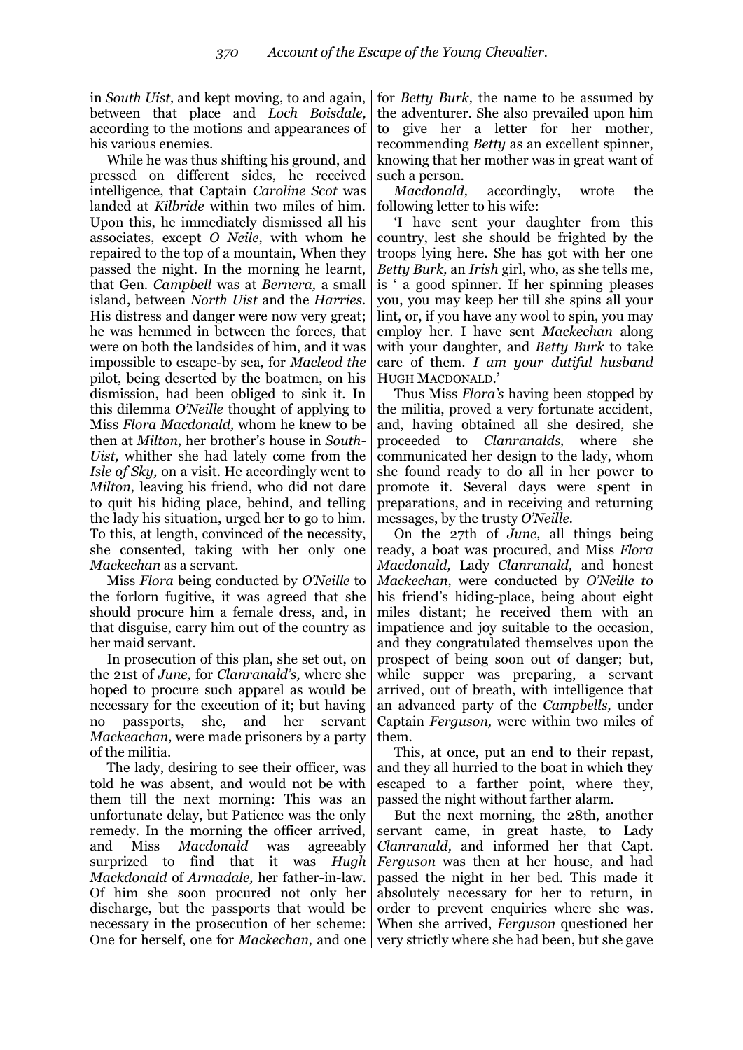in *South Uist,* and kept moving, to and again, between that place and *Loch Boisdale,* according to the motions and appearances of his various enemies.

While he was thus shifting his ground, and pressed on different sides, he received intelligence, that Captain *Caroline Scot* was landed at *Kilbride* within two miles of him. Upon this, he immediately dismissed all his associates, except *O Neile,* with whom he repaired to the top of a mountain, When they passed the night. In the morning he learnt, that Gen. *Campbell* was at *Bernera,* a small island, between *North Uist* and the *Harries.* His distress and danger were now very great; he was hemmed in between the forces, that were on both the landsides of him, and it was impossible to escape-by sea, for *Macleod the* pilot, being deserted by the boatmen, on his dismission, had been obliged to sink it. In this dilemma *O'Neille* thought of applying to Miss *Flora Macdonald,* whom he knew to be then at *Milton,* her brother's house in *South-Uist,* whither she had lately come from the *Isle of Sky,* on a visit. He accordingly went to *Milton,* leaving his friend, who did not dare to quit his hiding place, behind, and telling the lady his situation, urged her to go to him. To this, at length, convinced of the necessity, she consented, taking with her only one *Mackechan* as a servant.

Miss *Flora* being conducted by *O'Neille* to the forlorn fugitive, it was agreed that she should procure him a female dress, and, in that disguise, carry him out of the country as her maid servant.

In prosecution of this plan, she set out, on the 21st of *June,* for *Clanranald's,* where she hoped to procure such apparel as would be necessary for the execution of it; but having no passports, she, and her servant *Mackeachan,* were made prisoners by a party of the militia.

The lady, desiring to see their officer, was told he was absent, and would not be with them till the next morning: This was an unfortunate delay, but Patience was the only remedy. In the morning the officer arrived, and Miss *Macdonald* was agreeably surprized to find that it was *Hugh Mackdonald* of *Armadale,* her father-in-law. Of him she soon procured not only her discharge, but the passports that would be necessary in the prosecution of her scheme: One for herself, one for *Mackechan,* and one for *Betty Burk,* the name to be assumed by the adventurer. She also prevailed upon him to give her a letter for her mother, recommending *Betty* as an excellent spinner, knowing that her mother was in great want of such a person.

*Macdonald,* accordingly, wrote the following letter to his wife:

'I have sent your daughter from this country, lest she should be frighted by the troops lying here. She has got with her one *Betty Burk,* an *Irish* girl, who, as she tells me, is ' a good spinner. If her spinning pleases you, you may keep her till she spins all your lint, or, if you have any wool to spin, you may employ her. I have sent *Mackechan* along with your daughter, and *Betty Burk* to take care of them. *I am your dutiful husband* HUGH MACDONALD.'

Thus Miss *Flora's* having been stopped by the militia, proved a very fortunate accident, and, having obtained all she desired, she proceeded to *Clanranalds,* where she communicated her design to the lady, whom she found ready to do all in her power to promote it. Several days were spent in preparations, and in receiving and returning messages, by the trusty *O'Neille.*

On the 27th of *June,* all things being ready, a boat was procured, and Miss *Flora Macdonald,* Lady *Clanranald,* and honest *Mackechan,* were conducted by *O'Neille to* his friend's hiding-place, being about eight miles distant; he received them with an impatience and joy suitable to the occasion, and they congratulated themselves upon the prospect of being soon out of danger; but, while supper was preparing, a servant arrived, out of breath, with intelligence that an advanced party of the *Campbells,* under Captain *Ferguson,* were within two miles of them.

This, at once, put an end to their repast, and they all hurried to the boat in which they escaped to a farther point, where they, passed the night without farther alarm.

But the next morning, the 28th, another servant came, in great haste, to Lady *Clanranald,* and informed her that Capt. *Ferguson* was then at her house, and had passed the night in her bed. This made it absolutely necessary for her to return, in order to prevent enquiries where she was. When she arrived, *Ferguson* questioned her very strictly where she had been, but she gave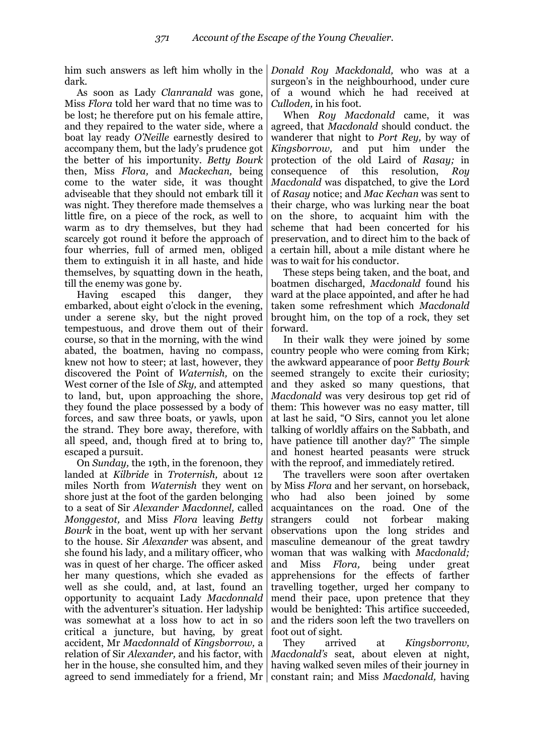him such answers as left him wholly in the dark.

As soon as Lady *Clanranald* was gone, Miss *Flora* told her ward that no time was to be lost; he therefore put on his female attire, and they repaired to the water side, where a boat lay ready *O'Neille* earnestly desired to accompany them, but the lady's prudence got the better of his importunity. *Betty Bourk* then, Miss *Flora,* and *Mackechan,* being come to the water side, it was thought adviseable that they should not embark till it was night. They therefore made themselves a little fire, on a piece of the rock, as well to warm as to dry themselves, but they had scarcely got round it before the approach of four wherries, full of armed men, obliged them to extinguish it in all haste, and hide themselves, by squatting down in the heath, till the enemy was gone by.

Having escaped this danger, they embarked, about eight o'clock in the evening, under a serene sky, but the night proved tempestuous, and drove them out of their course, so that in the morning, with the wind abated, the boatmen, having no compass, knew not how to steer; at last, however, they discovered the Point of *Waternish,* on the West corner of the Isle of *Sky,* and attempted to land, but, upon approaching the shore, they found the place possessed by a body of forces, and saw three boats, or yawls, upon the strand. They bore away, therefore, with all speed, and, though fired at to bring to, escaped a pursuit.

On *Sunday,* the 19th, in the forenoon, they landed at *Kilbride* in *Troternish,* about 12 miles North from *Waternish* they went on shore just at the foot of the garden belonging to a seat of Sir *Alexander Macdonnel,* called *Monggestot,* and Miss *Flora* leaving *Betty Bourk* in the boat, went up with her servant to the house. Sir *Alexander* was absent, and she found his lady, and a military officer, who was in quest of her charge. The officer asked her many questions, which she evaded as well as she could, and, at last, found an opportunity to acquaint Lady *Macdonnald* with the adventurer's situation. Her ladyship was somewhat at a loss how to act in so critical a juncture, but having, by great accident, Mr *Macdonnald* of *Kingsborrow,* a relation of Sir *Alexander,* and his factor, with her in the house, she consulted him, and they agreed to send immediately for a friend, Mr *Donald Roy Mackdonald,* who was at a surgeon's in the neighbourhood, under cure of a wound which he had received at *Culloden,* in his foot.

When *Roy Macdonald* came, it was agreed, that *Macdonald* should conduct. the wanderer that night to *Port Rey,* by way of *Kingsborrow,* and put him under the protection of the old Laird of *Rasay;* in consequence of this resolution, *Roy Macdonald* was dispatched, to give the Lord of *Rasay* notice; and *Mac Kechan* was sent to their charge, who was lurking near the boat on the shore, to acquaint him with the scheme that had been concerted for his preservation, and to direct him to the back of a certain hill, about a mile distant where he was to wait for his conductor.

These steps being taken, and the boat, and boatmen discharged, *Macdonald* found his ward at the place appointed, and after he had taken some refreshment which *Macdonald* brought him, on the top of a rock, they set forward.

In their walk they were joined by some country people who were coming from Kirk; the awkward appearance of poor *Betty Bourk* seemed strangely to excite their curiosity; and they asked so many questions, that *Macdonald* was very desirous top get rid of them: This however was no easy matter, till at last he said, "O Sirs, cannot you let alone talking of worldly affairs on the Sabbath, and have patience till another day?" The simple and honest hearted peasants were struck with the reproof, and immediately retired.

The travellers were soon after overtaken by Miss *Flora* and her servant, on horseback, who had also been joined by some acquaintances on the road. One of the strangers could not forbear making observations upon the long strides and masculine demeanour of the great tawdry woman that was walking with *Macdonald;* and Miss *Flora,* being under great apprehensions for the effects of farther travelling together, urged her company to mend their pace, upon pretence that they would be benighted: This artifice succeeded, and the riders soon left the two travellers on foot out of sight.

They arrived at *Kingsborronv, Macdonald's* seat, about eleven at night, having walked seven miles of their journey in constant rain; and Miss *Macdonald,* having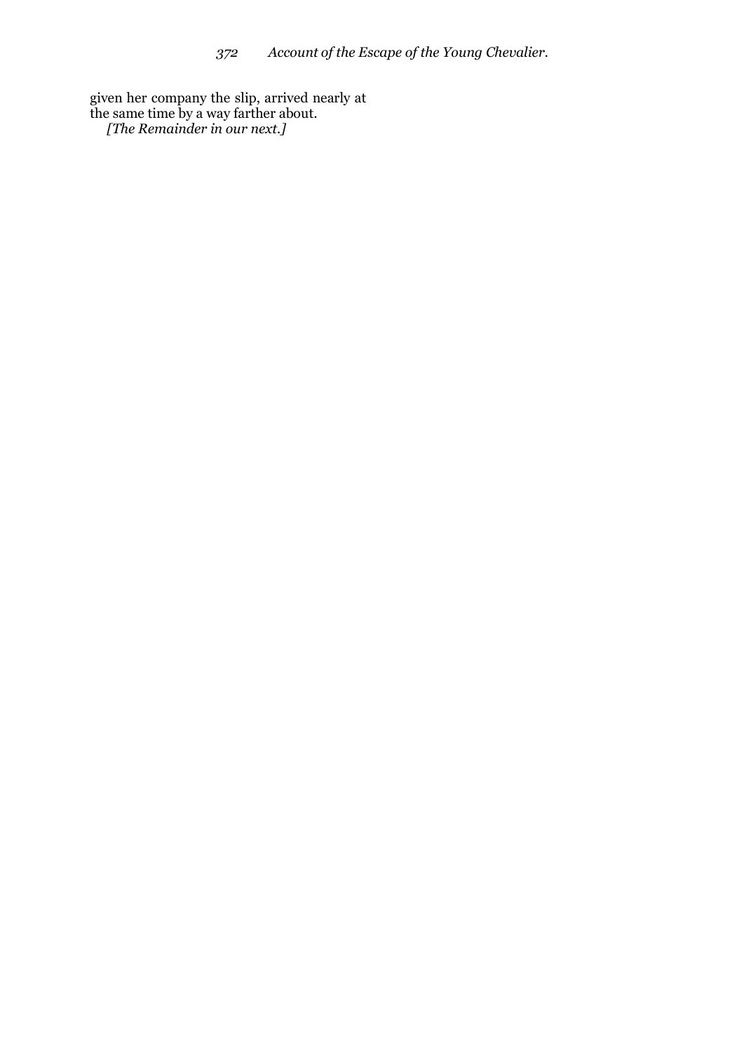given her company the slip, arrived nearly at the same time by a way farther about.

*[The Remainder in our next.]*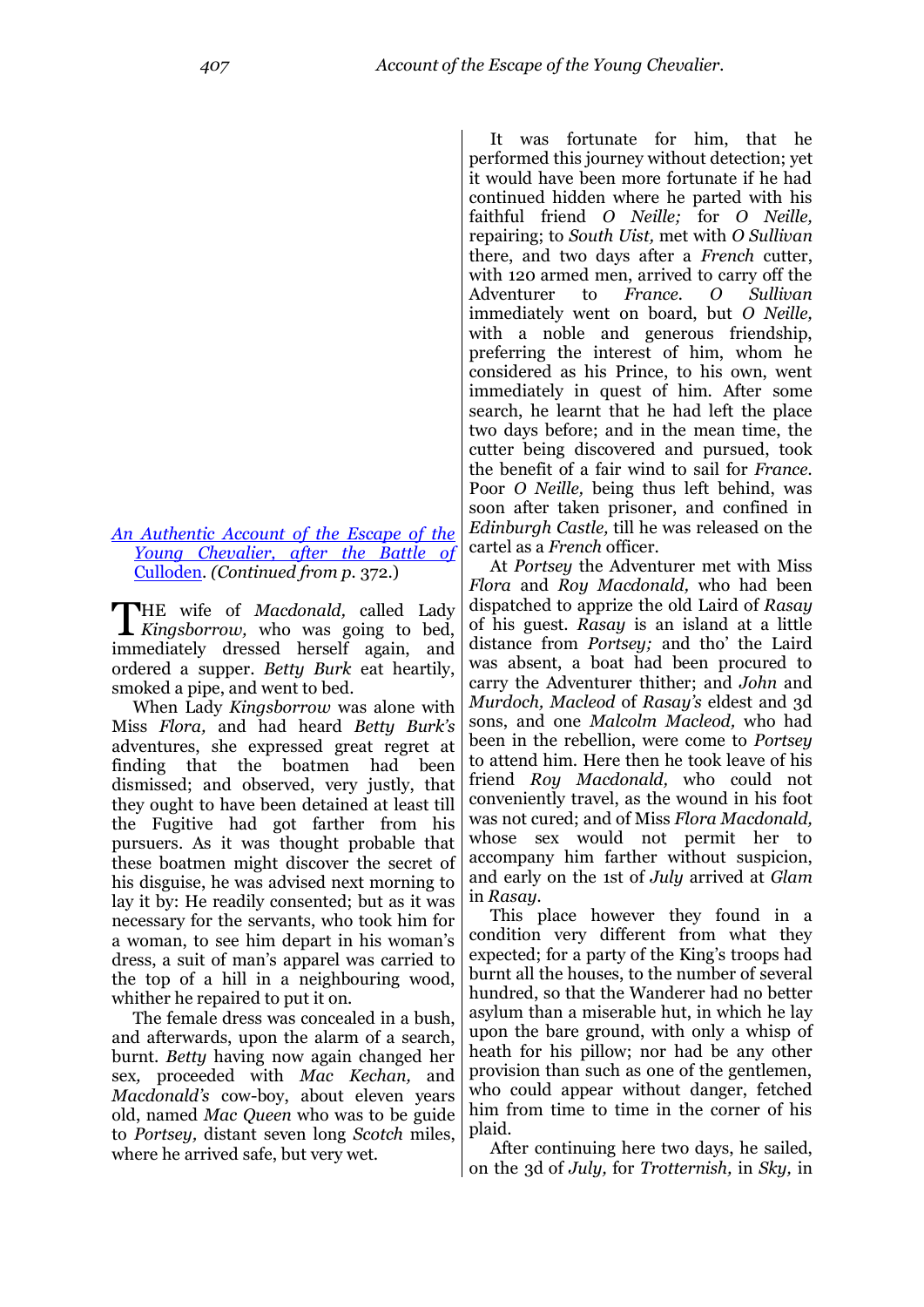[An Authentic Account of the Escape of the Young Chevalier, after the Battle of Culloden]. *(Continued from p. 372.)*

THE wife of *Macdonald,* called Lady *Kingsborrow,* who was going to bed, immediately dressed herself again, and ordered a supper. *Betty Burk* eat heartily, smoked a pipe, and went to bed.

When Lady *Kingsborrow* was alone with Miss *Flora,* and had heard *Betty Burk's* adventures, she expressed great regret at finding that the boatmen had been dismissed; and observed, very justly, that they ought to have been detained at least till the Fugitive had got farther from his pursuers. As it was thought probable that these boatmen might discover the secret of his disguise, he was advised next morning to lay it by: He readily consented; but as it was necessary for the servants, who took him for a woman, to see him depart in his woman's dress, a suit of man's apparel was carried to the top of a hill in a neighbouring wood, whither he repaired to put it on.

The female dress was concealed in a bush, and afterwards, upon the alarm of a search, burnt. *Betty* having now again changed her sex, proceeded with *Mac Kechan,* and *Macdonald's* cow-boy, about eleven years old, named *Mac Queen* who was to be guide to *Portsey,* distant seven long *Scotch* miles, where he arrived safe, but very wet.

It was fortunate for him, that he performed this journey without detection; yet it would have been more fortunate if he had continued hidden where he parted with his faithful friend *O Neille;* for *O Neille,* repairing; to *South Uist,* met with *O Sullivan* there, and two days after a *French* cutter, with 120 armed men, arrived to carry off the Adventurer to *France. O Sullivan* immediately went on board, but *O Neille,* with a noble and generous friendship, preferring the interest of him, whom he considered as his Prince, to his own, went immediately in quest of him. After some search, he learnt that he had left the place two days before; and in the mean time, the cutter being discovered and pursued, took the benefit of a fair wind to sail for *France.* Poor *O Neille,* being thus left behind, was soon after taken prisoner, and confined in *Edinburgh Castle,* till he was released on the cartel as a *French* officer.

At *Portsey* the Adventurer met with Miss *Flora* and *Roy Macdonald,* who had been dispatched to apprize the old Laird of *Rasay* of his guest. *Rasay* is an island at a little distance from *Portsey;* and tho' the Laird was absent, a boat had been procured to carry the Adventurer thither; and *John* and *Murdoch, Macleod* of *Rasay's* eldest and 3d sons, and one *Malcolm Macleod,* who had been in the rebellion, were come to *Portsey* to attend him. Here then he took leave of his friend *Roy Macdonald,* who could not conveniently travel, as the wound in his foot was not cured; and of Miss *Flora Macdonald,* whose sex would not permit her to accompany him farther without suspicion, and early on the 1st of *July* arrived at *Glam* in *Rasay.*

This place however they found in a condition very different from what they expected; for a party of the King's troops had burnt all the houses, to the number of several hundred, so that the Wanderer had no better asylum than a miserable hut, in which he lay upon the bare ground, with only a whisp of heath for his pillow; nor had be any other provision than such as one of the gentlemen, who could appear without danger, fetched him from time to time in the corner of his plaid.

After continuing here two days, he sailed, on the 3d of *July,* for *Trotternish,* in *Sky,* in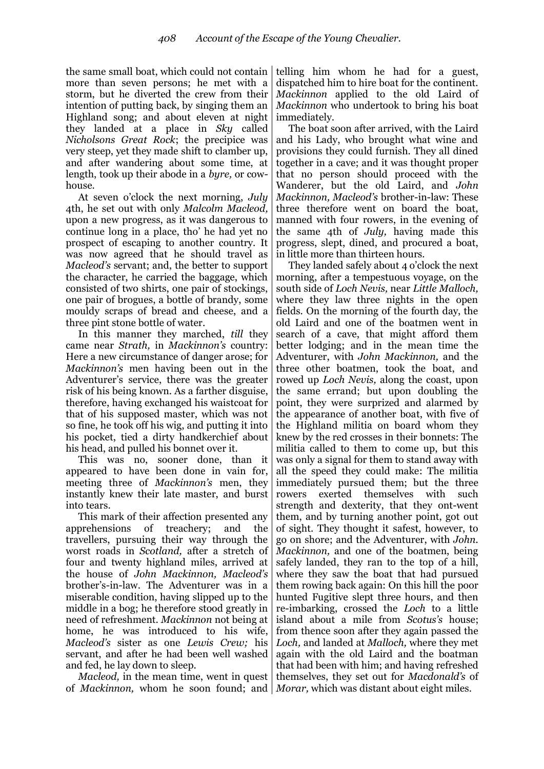the same small boat, which could not contain more than seven persons; he met with a storm, but he diverted the crew from their intention of putting back, by singing them an Highland song; and about eleven at night they landed at a place in *Sky* called *Nicholsons Great Rock*; the precipice was very steep, yet they made shift to clamber up, and after wandering about some time, at length, took up their abode in a *byre,* or cow-house.

At seven o'clock the next morning, *July* 4th, he set out with only *Malcolm Macleod,* upon a new progress, as it was dangerous to continue long in a place, tho' he had yet no prospect of escaping to another country. It was now agreed that he should travel as *Macleod's* servant; and, the better to support the character, he carried the baggage, which consisted of two shirts, one pair of stockings, one pair of brogues, a bottle of brandy, some mouldy scraps of bread and cheese, and a three pint stone bottle of water.

In this manner they marched, *till* they came near *Strath,* in *Mackinnon's* country: Here a new circumstance of danger arose; for *Mackinnon's* men having been out in the Adventurer's service, there was the greater risk of his being known. As a farther disguise, therefore, having exchanged his waistcoat for that of his supposed master, which was not so fine, he took off his wig, and putting it into his pocket, tied a dirty handkerchief about his head, and pulled his bonnet over it.

This was no, sooner done, than it appeared to have been done in vain for, meeting three of *Mackinnon's* men, they instantly knew their late master, and burst into tears.

This mark of their affection presented any apprehensions of treachery; and the travellers, pursuing their way through the worst roads in *Scotland,* after a stretch of four and twenty highland miles, arrived at the house of *John Mackinnon, Macleod's* brother's-in-law. The Adventurer was in a miserable condition, having slipped up to the middle in a bog; he therefore stood greatly in need of refreshment. *Mackinnon* not being at home, he was introduced to his wife, *Macleod's* sister as one *Lewis Crew;* his servant, and after he had been well washed and fed, he lay down to sleep.

*Macleod,* in the mean time, went in quest of *Mackinnon,* whom he soon found; and telling him whom he had for a guest, dispatched him to hire boat for the continent. *Mackinnon* applied to the old Laird of *Mackinnon* who undertook to bring his boat immediately.

The boat soon after arrived, with the Laird and his Lady, who brought what wine and provisions they could furnish. They all dined together in a cave; and it was thought proper that no person should proceed with the Wanderer, but the old Laird, and *John Mackinnon, Macleod's* brother-in-law: These three therefore went on board the boat, manned with four rowers, in the evening of the same 4th of *July,* having made this progress, slept, dined, and procured a boat, in little more than thirteen hours.

They landed safely about 4 o'clock the next morning, after a tempestuous voyage, on the south side of *Loch Nevis,* near *Little Malloch,* where they law three nights in the open fields. On the morning of the fourth day, the old Laird and one of the boatmen went in search of a cave, that might afford them better lodging; and in the mean time the Adventurer, with *John Mackinnon,* and the three other boatmen, took the boat, and rowed up *Loch Nevis,* along the coast, upon the same errand; but upon doubling the point, they were surprized and alarmed by the appearance of another boat, with five of the Highland militia on board whom they knew by the red crosses in their bonnets: The militia called to them to come up, but this was only a signal for them to stand away with all the speed they could make: The militia immediately pursued them; but the three rowers exerted themselves with such strength and dexterity, that they ont-went them, and by turning another point, got out of sight. They thought it safest, however, to go on shore; and the Adventurer, with *John. Mackinnon,* and one of the boatmen, being safely landed, they ran to the top of a hill, where they saw the boat that had pursued them rowing back again: On this hill the poor hunted Fugitive slept three hours, and then re-imbarking, crossed the *Loch* to a little island about a mile from *Scotus's* house; from thence soon after they again passed the *Loch,* and landed at *Malloch,* where they met again with the old Laird and the boatman that had been with him; and having refreshed themselves, they set out for *Macdonald's* of *Morar,* which was distant about eight miles.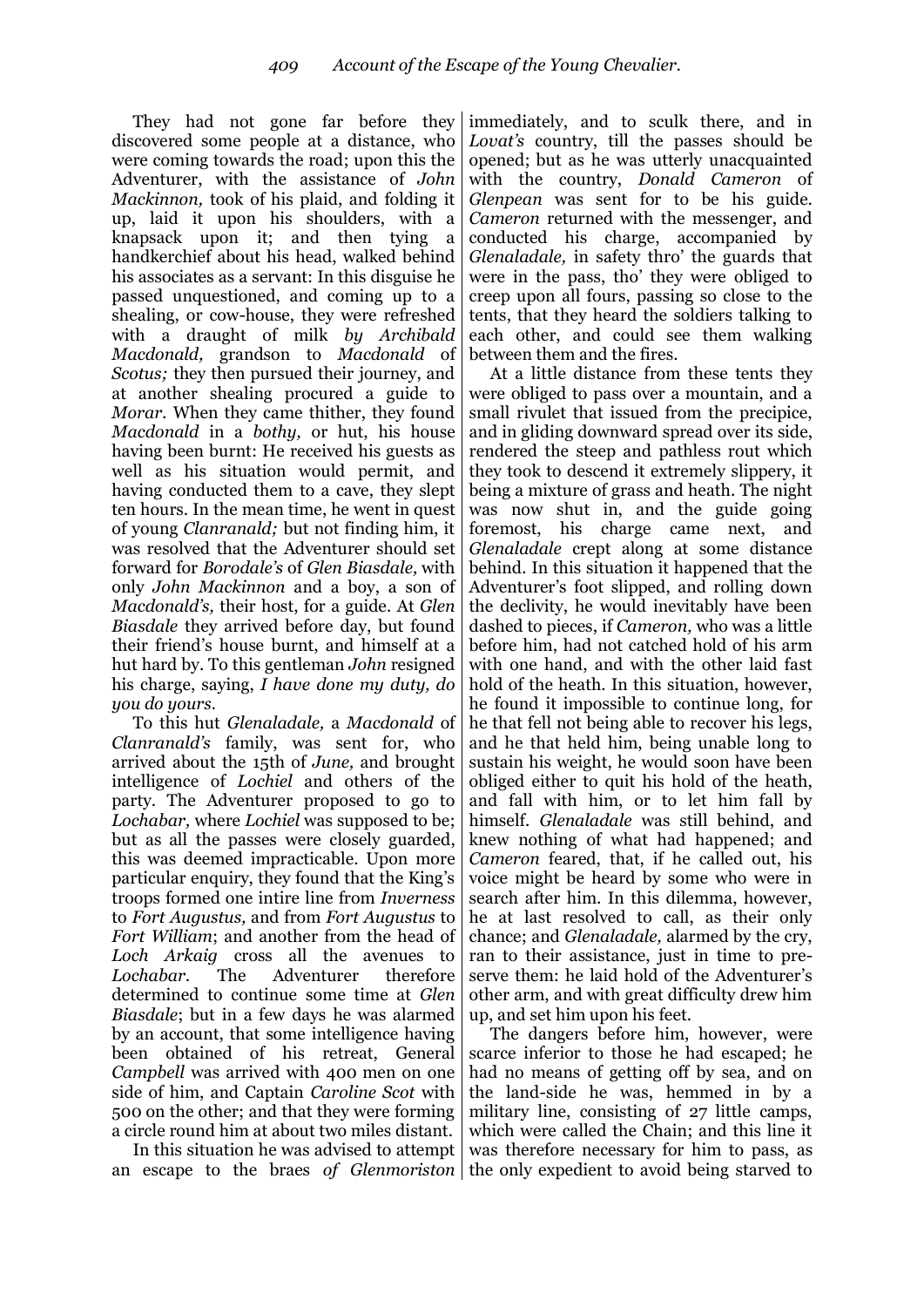They had not gone far before they discovered some people at a distance, who were coming towards the road; upon this the Adventurer, with the assistance of *John Mackinnon,* took of his plaid, and folding it up, laid it upon his shoulders, with a knapsack upon it; and then tying a handkerchief about his head, walked behind his associates as a servant: In this disguise he passed unquestioned, and coming up to a shealing, or cow-house, they were refreshed with a draught of milk *by Archibald Macdonald,* grandson to *Macdonald* of *Scotus;* they then pursued their journey, and at another shealing procured a guide to *Morar*. When they came thither, they found *Macdonald* in a *bothy,* or hut, his house having been burnt: He received his guests as well as his situation would permit, and having conducted them to a cave, they slept ten hours. In the mean time, he went in quest of young *Clanranald;* but not finding him, it was resolved that the Adventurer should set forward for *Borodale's* of *Glen Biasdale,* with only *John Mackinnon* and a boy, a son of *Macdonald's,* their host, for a guide. At *Glen Biasdale* they arrived before day, but found their friend's house burnt, and himself at a hut hard by. To this gentleman *John* resigned his charge, saying, *I have done my duty, do you do yours*.

To this hut *Glenaladale,* a *Macdonald* of *Clanranald's* family, was sent for, who arrived about the 15th of *June,* and brought intelligence of *Lochiel* and others of the party. The Adventurer proposed to go to *Lochabar,* where *Lochiel* was supposed to be; but as all the passes were closely guarded, this was deemed impracticable. Upon more particular enquiry, they found that the King's troops formed one intire line from *Inverness* to *Fort Augustus,* and from *Fort Augustus* to *Fort William*; and another from the head of *Loch Arkaig* cross all the avenues to *Lochabar*. The Adventurer therefore determined to continue some time at *Glen Biasdale*; but in a few days he was alarmed by an account, that some intelligence having been obtained of his retreat, General *Campbell* was arrived with 400 men on one side of him, and Captain *Caroline Scot* with 500 on the other; and that they were forming a circle round him at about two miles distant.

In this situation he was advised to attempt an escape to the braes *of Glenmoriston* immediately, and to sculk there, and in *Lovat's* country, till the passes should be opened; but as he was utterly unacquainted with the country, *Donald Cameron* of *Glenpean* was sent for to be his guide. *Cameron* returned with the messenger, and conducted his charge, accompanied by *Glenaladale,* in safety thro' the guards that were in the pass, tho' they were obliged to creep upon all fours, passing so close to the tents, that they heard the soldiers talking to each other, and could see them walking between them and the fires.

At a little distance from these tents they were obliged to pass over a mountain, and a small rivulet that issued from the precipice, and in gliding downward spread over its side, rendered the steep and pathless rout which they took to descend it extremely slippery, it being a mixture of grass and heath. The night was now shut in, and the guide going foremost, his charge came next, and *Glenaladale* crept along at some distance behind. In this situation it happened that the Adventurer's foot slipped, and rolling down the declivity, he would inevitably have been dashed to pieces, if *Cameron,* who was a little before him, had not catched hold of his arm with one hand, and with the other laid fast hold of the heath. In this situation, however, he found it impossible to continue long, for he that fell not being able to recover his legs, and he that held him, being unable long to sustain his weight, he would soon have been obliged either to quit his hold of the heath, and fall with him, or to let him fall by himself. *Glenaladale* was still behind, and knew nothing of what had happened; and *Cameron* feared, that, if he called out, his voice might be heard by some who were in search after him. In this dilemma, however, he at last resolved to call, as their only chance; and *Glenaladale,* alarmed by the cry, ran to their assistance, just in time to preserve them: he laid hold of the Adventurer's other arm, and with great difficulty drew him up, and set him upon his feet.

The dangers before him, however, were scarce inferior to those he had escaped; he had no means of getting off by sea, and on the land-side he was, hemmed in by a military line, consisting of 27 little camps, which were called the Chain; and this line it was therefore necessary for him to pass, as the only expedient to avoid being starved to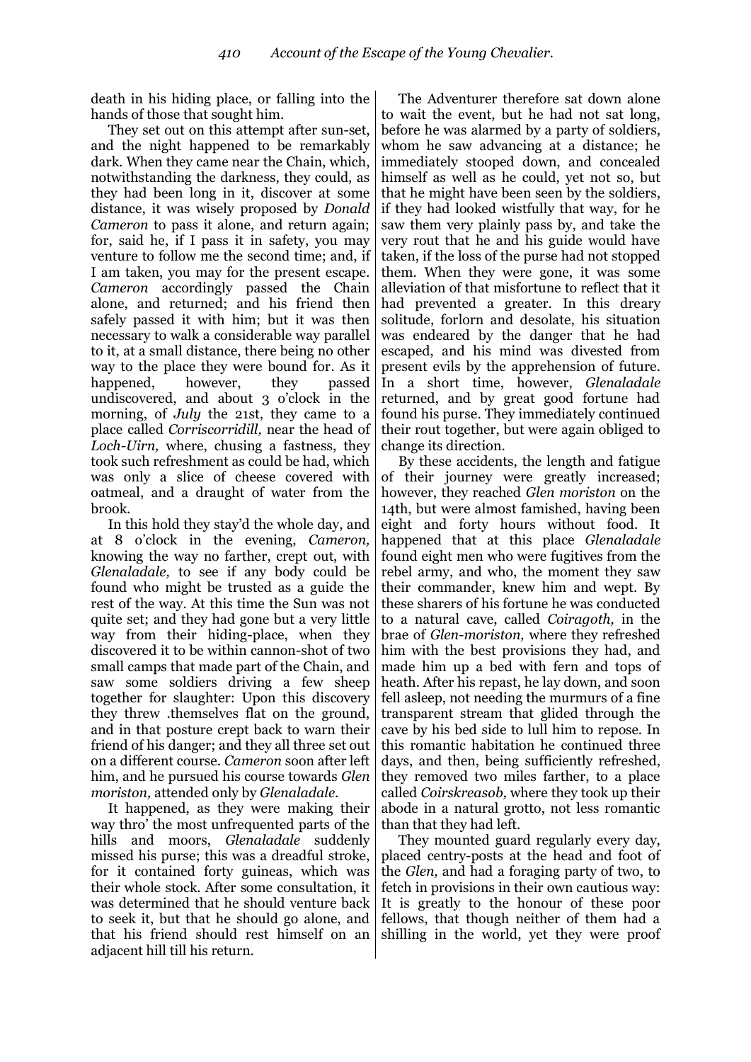death in his hiding place, or falling into the hands of those that sought him.

They set out on this attempt after sun-set, and the night happened to be remarkably dark. When they came near the Chain, which, notwithstanding the darkness, they could, as they had been long in it, discover at some distance, it was wisely proposed by *Donald Cameron* to pass it alone, and return again; for, said he, if I pass it in safety, you may venture to follow me the second time; and, if I am taken, you may for the present escape. *Cameron* accordingly passed the Chain alone, and returned; and his friend then safely passed it with him; but it was then necessary to walk a considerable way parallel to it, at a small distance, there being no other way to the place they were bound for. As it happened, however, they passed undiscovered, and about 3 o'clock in the morning, of *July* the 21st, they came to a place called *Corriscorridill,* near the head of *Loch-Uirn,* where, chusing a fastness, they took such refreshment as could be had, which was only a slice of cheese covered with oatmeal, and a draught of water from the brook.

In this hold they stay'd the whole day, and at 8 o'clock in the evening, *Cameron,* knowing the way no farther, crept out, with *Glenaladale,* to see if any body could be found who might be trusted as a guide the rest of the way. At this time the Sun was not quite set; and they had gone but a very little way from their hiding-place, when they discovered it to be within cannon-shot of two small camps that made part of the Chain, and saw some soldiers driving a few sheep together for slaughter: Upon this discovery they threw .themselves flat on the ground, and in that posture crept back to warn their friend of his danger; and they all three set out on a different course. *Cameron* soon after left him, and he pursued his course towards *Glen moriston,* attended only by *Glenaladale.*

It happened, as they were making their way thro' the most unfrequented parts of the hills and moors, *Glenaladale* suddenly missed his purse; this was a dreadful stroke, for it contained forty guineas, which was their whole stock. After some consultation, it was determined that he should venture back to seek it, but that he should go alone, and that his friend should rest himself on an adjacent hill till his return.

The Adventurer therefore sat down alone to wait the event, but he had not sat long, before he was alarmed by a party of soldiers, whom he saw advancing at a distance; he immediately stooped down, and concealed himself as well as he could, yet not so, but that he might have been seen by the soldiers, if they had looked wistfully that way, for he saw them very plainly pass by, and take the very rout that he and his guide would have taken, if the loss of the purse had not stopped them. When they were gone, it was some alleviation of that misfortune to reflect that it had prevented a greater. In this dreary solitude, forlorn and desolate, his situation was endeared by the danger that he had escaped, and his mind was divested from present evils by the apprehension of future. In a short time, however, *Glenaladale* returned, and by great good fortune had found his purse. They immediately continued their rout together, but were again obliged to change its direction.

By these accidents, the length and fatigue of their journey were greatly increased; however, they reached *Glen moriston* on the 14th, but were almost famished, having been eight and forty hours without food. It happened that at this place *Glenaladale* found eight men who were fugitives from the rebel army, and who, the moment they saw their commander, knew him and wept. By these sharers of his fortune he was conducted to a natural cave, called *Coiragoth,* in the brae of *Glen-moriston,* where they refreshed him with the best provisions they had, and made him up a bed with fern and tops of heath. After his repast, he lay down, and soon fell asleep, not needing the murmurs of a fine transparent stream that glided through the cave by his bed side to lull him to repose. In this romantic habitation he continued three days, and then, being sufficiently refreshed, they removed two miles farther, to a place called *Coirskreasob,* where they took up their abode in a natural grotto, not less romantic than that they had left.

They mounted guard regularly every day, placed centry-posts at the head and foot of the *Glen,* and had a foraging party of two, to fetch in provisions in their own cautious way: It is greatly to the honour of these poor fellows, that though neither of them had a shilling in the world, yet they were proof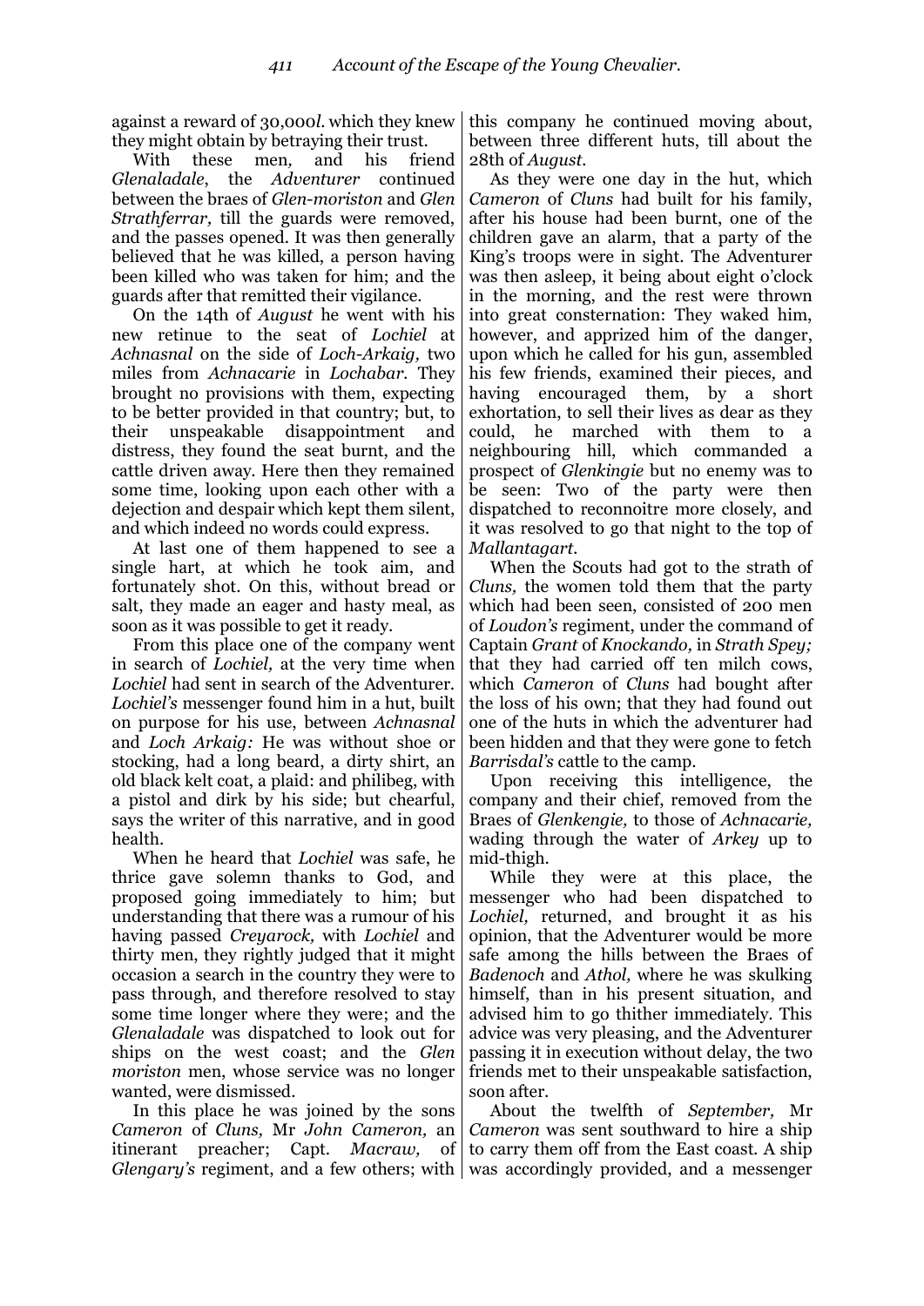against a reward of 30,000*l.* which they knew they might obtain by betraying their trust.

With these men, and his friend *Glenaladale*, the *Adventurer* continued between the braes of *Glen-moriston* and *Glen Strathferrar,* till the guards were removed, and the passes opened. It was then generally believed that he was killed, a person having been killed who was taken for him; and the guards after that remitted their vigilance.

On the 14th of *August* he went with his new retinue to the seat of *Lochiel* at *Achnasnal* on the side of *Loch-Arkaig,* two miles from *Achnacarie* in *Lochabar.* They brought no provisions with them, expecting to be better provided in that country; but, to their unspeakable disappointment and distress, they found the seat burnt, and the cattle driven away. Here then they remained some time, looking upon each other with a dejection and despair which kept them silent, and which indeed no words could express.

At last one of them happened to see a single hart, at which he took aim, and fortunately shot. On this, without bread or salt, they made an eager and hasty meal, as soon as it was possible to get it ready.

From this place one of the company went in search of *Lochiel,* at the very time when *Lochiel* had sent in search of the Adventurer. *Lochiel's* messenger found him in a hut, built on purpose for his use, between *Achnasnal* and *Loch Arkaig:* He was without shoe or stocking, had a long beard, a dirty shirt, an old black kelt coat, a plaid: and philibeg, with a pistol and dirk by his side; but chearful, says the writer of this narrative, and in good health.

When he heard that *Lochiel* was safe, he thrice gave solemn thanks to God, and proposed going immediately to him; but understanding that there was a rumour of his having passed *Creyarock,* with *Lochiel* and thirty men, they rightly judged that it might occasion a search in the country they were to pass through, and therefore resolved to stay some time longer where they were; and the *Glenaladale* was dispatched to look out for ships on the west coast; and the *Glen moriston* men, whose service was no longer wanted, were dismissed.

In this place he was joined by the sons *Cameron* of *Cluns,* Mr *John Cameron,* an itinerant preacher; Capt. *Macraw,* of *Glengary's* regiment, and a few others; with this company he continued moving about, between three different huts, till about the 28th of *August.*

As they were one day in the hut, which *Cameron* of *Cluns* had built for his family, after his house had been burnt, one of the children gave an alarm, that a party of the King's troops were in sight. The Adventurer was then asleep, it being about eight o'clock in the morning, and the rest were thrown into great consternation: They waked him, however, and apprized him of the danger, upon which he called for his gun, assembled his few friends, examined their pieces, and having encouraged them, by a short exhortation, to sell their lives as dear as they could, he marched with them to a neighbouring hill, which commanded a prospect of *Glenkingie* but no enemy was to be seen: Two of the party were then dispatched to reconnoitre more closely, and it was resolved to go that night to the top of *Mallantagart.*

When the Scouts had got to the strath of *Cluns,* the women told them that the party which had been seen, consisted of 200 men of *Loudon's* regiment, under the command of Captain *Grant* of *Knockando,* in *Strath Spey;* that they had carried off ten milch cows, which *Cameron* of *Cluns* had bought after the loss of his own; that they had found out one of the huts in which the adventurer had been hidden and that they were gone to fetch *Barrisdal's* cattle to the camp.

Upon receiving this intelligence, the company and their chief, removed from the Braes of *Glenkengie,* to those of *Achnacarie,* wading through the water of *Arkey* up to mid-thigh.

While they were at this place, the messenger who had been dispatched to *Lochiel,* returned, and brought it as his opinion, that the Adventurer would be more safe among the hills between the Braes of *Badenoch* and *Athol,* where he was skulking himself, than in his present situation, and advised him to go thither immediately. This advice was very pleasing, and the Adventurer passing it in execution without delay, the two friends met to their unspeakable satisfaction, soon after.

About the twelfth of *September,* Mr *Cameron* was sent southward to hire a ship to carry them off from the East coast. A ship was accordingly provided, and a messenger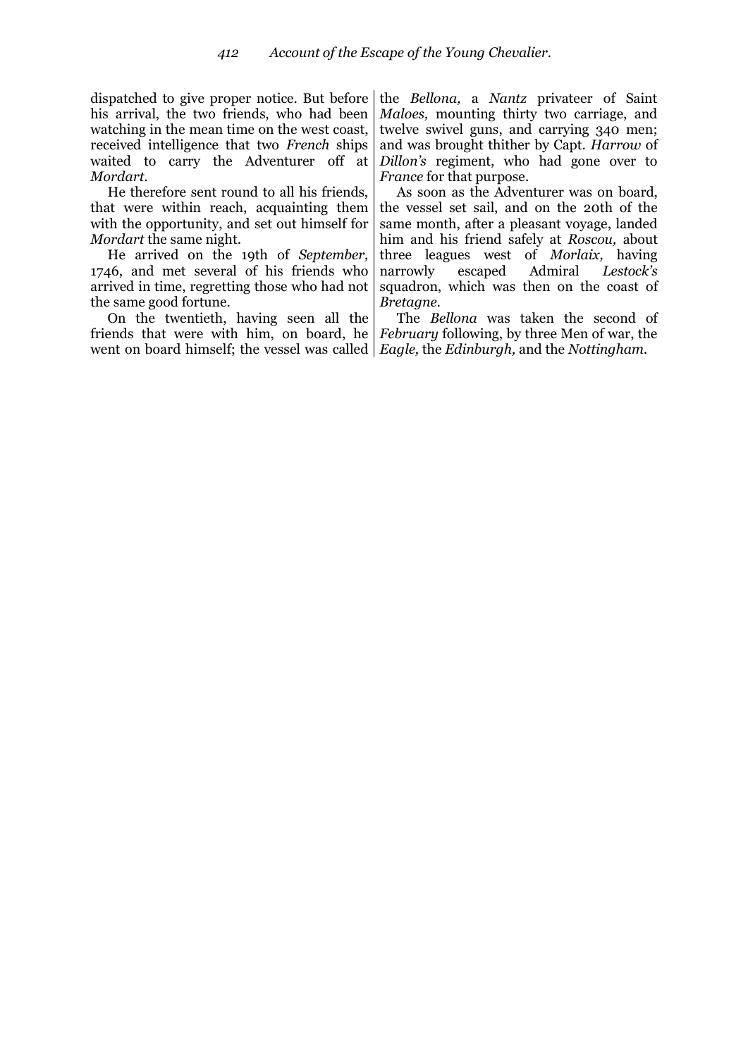dispatched to give proper notice. But before his arrival, the two friends, who had been watching in the mean time on the west coast, received intelligence that two *French* ships waited to carry the Adventurer off at *Mordart*.

He therefore sent round to all his friends, that were within reach, acquainting them with the opportunity, and set out himself for *Mordart* the same night.

He arrived on the 19th of *September*, 1746, and met several of his friends who arrived in time, regretting those who had not the same good fortune.

On the twentieth, having seen all the friends that were with him, on board, he went on board himself; the vessel was called the *Bellona*, a *Nantz* privateer of Saint *Maloes*, mounting thirty two carriage, and twelve swivel guns, and carrying 340 men; and was brought thither by Capt. *Harrow* of *Dillon's* regiment, who had gone over to *France* for that purpose.

As soon as the Adventurer was on board, the vessel set sail, and on the 20th of the same month, after a pleasant voyage, landed him and his friend safely at *Roscou*, about three leagues west of *Morlaix*, having narrowly escaped Admiral *Lestock's* squadron, which was then on the coast of *Bretagne*.

The *Bellona* was taken the second of *February* following, by three Men of war, the *Eagle*, the *Edinburgh*, and the *Nottingham*.